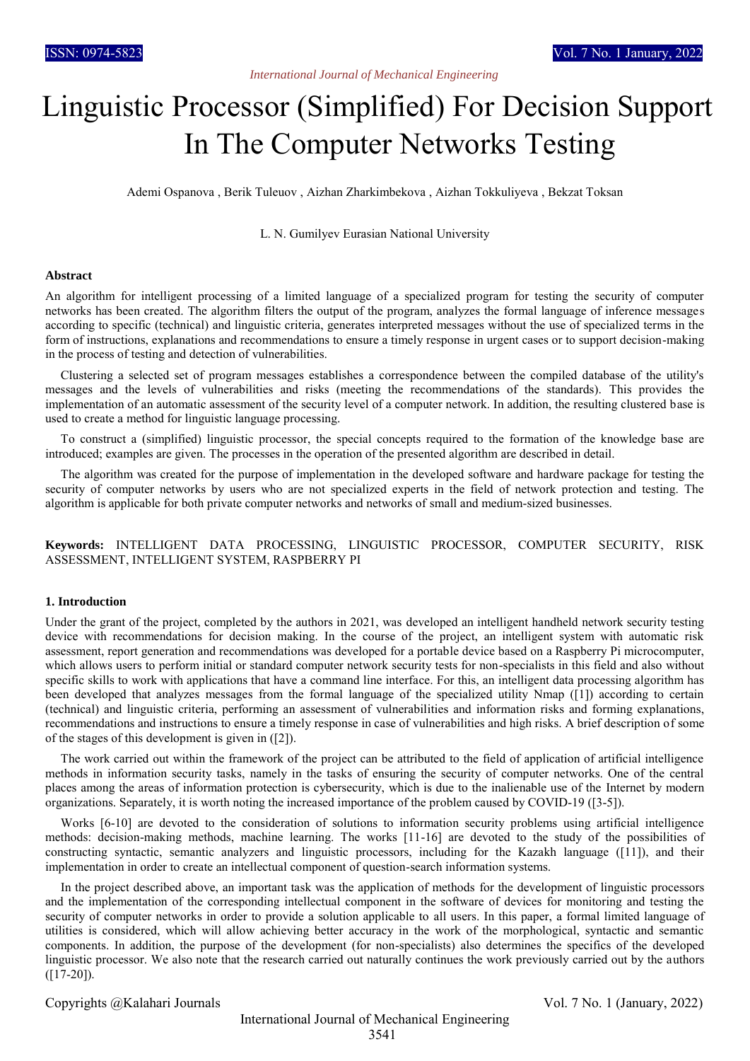# Linguistic Processor (Simplified) For Decision Support In The Computer Networks Testing

Ademi Ospanova , Berik Tuleuov , Aizhan Zharkimbekova , Aizhan Tokkuliyeva , Bekzat Toksan

L. N. Gumilyev Eurasian National University

### Abstract

An algorithm for intelligent processing of a limited language of a specialized program for testing the security of computer networks has been created. The algorithm filters the output of the program, analyzes the formal language of inference messages according to specific (technical) and linguistic criteria, generates interpreted messages without the use of specialized terms in the form of instructions, explanations and recommendations to ensure a timely response in urgent cases or to support decision-making in the process of testing and detection of vulnerabilities.

Clustering a selected set of program messages establishes a correspondence between the compiled database of the utility's messages and the levels of vulnerabilities and risks (meeting the recommendations of the standards). This provides the implementation of an automatic assessment of the security level of a computer network. In addition, the resulting clustered base is used to create a method for linguistic language processing.

To construct a (simplified) linguistic processor, the special concepts required to the formation of the knowledge base are introduced; examples are given. The processes in the operation of the presented algorithm are described in detail.

The algorithm was created for the purpose of implementation in the developed software and hardware package for testing the security of computer networks by users who are not specialized experts in the field of network protection and testing. The algorithm is applicable for both private computer networks and networks of small and medium-sized businesses.

**Keywords:** INTELLIGENT DATA PROCESSING, LINGUISTIC PROCESSOR, COMPUTER SECURITY, RISK ASSESSMENT, INTELLIGENT SYSTEM, RASPBERRY PI

### 1. Introduction

Under the grant of the project, completed by the authors in 2021, was developed an intelligent handheld network security testing device with recommendations for decision making. In the course of the project, an intelligent system with automatic risk assessment, report generation and recommendations was developed for a portable device based on a Raspberry Pi microcomputer, which allows users to perform initial or standard computer network security tests for non-specialists in this field and also without specific skills to work with applications that have a command line interface. For this, an intelligent data processing algorithm has been developed that analyzes messages from the formal language of the specialized utility Nmap ([1]) according to certain (technical) and linguistic criteria, performing an assessment of vulnerabilities and information risks and forming explanations, recommendations and instructions to ensure a timely response in case of vulnerabilities and high risks. A brief description of some of the stages of this development is given in ([2]).

The work carried out within the framework of the project can be attributed to the field of application of artificial intelligence methods in information security tasks, namely in the tasks of ensuring the security of computer networks. One of the central places among the areas of information protection is cybersecurity, which is due to the inalienable use of the Internet by modern organizations. Separately, it is worth noting the increased importance of the problem caused by COVID-19 ([3-5]).

Works [6-10] are devoted to the consideration of solutions to information security problems using artificial intelligence methods: decision-making methods, machine learning. The works [11-16] are devoted to the study of the possibilities of constructing syntactic, semantic analyzers and linguistic processors, including for the Kazakh language ([11]), and their implementation in order to create an intellectual component of question-search information systems.

In the project described above, an important task was the application of methods for the development of linguistic processors and the implementation of the corresponding intellectual component in the software of devices for monitoring and testing the security of computer networks in order to provide a solution applicable to all users. In this paper, a formal limited language of utilities is considered, which will allow achieving better accuracy in the work of the morphological, syntactic and semantic components. In addition, the purpose of the development (for non-specialists) also determines the specifics of the developed linguistic processor. We also note that the research carried out naturally continues the work previously carried out by the authors ([17-20]).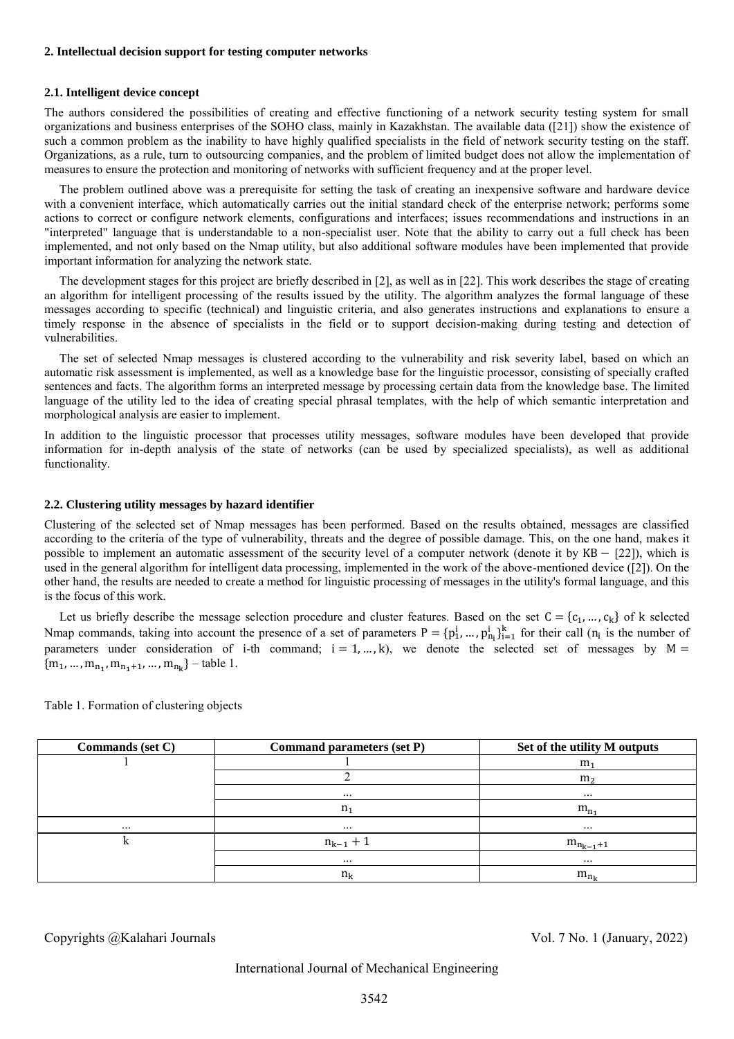## 2. Intellectual decision support for testing computer networks

### 2.1. Intelligent device concept

The authors considered the possibilities of creating and effective functioning of a network security testing system for small organizations and business enterprises of the SOHO class, mainly in Kazakhstan. The available data ([21]) show the existence of such a common problem as the inability to have highly qualified specialists in the field of network security testing on the staff. Organizations, as a rule, turn to outsourcing companies, and the problem of limited budget does not allow the implementation of measures to ensure the protection and monitoring of networks with sufficient frequency and at the proper level.

The problem outlined above was a prerequisite for setting the task of creating an inexpensive software and hardware device with a convenient interface, which automatically carries out the initial standard check of the enterprise network; performs some actions to correct or configure network elements, configurations and interfaces; issues recommendations and instructions in an "interpreted" language that is understandable to a non-specialist user. Note that the ability to carry out a full check has been implemented, and not only based on the Nmap utility, but also additional software modules have been implemented that provide important information for analyzing the network state.

The development stages for this project are briefly described in [2], as well as in [22]. This work describes the stage of creating an algorithm for intelligent processing of the results issued by the utility. The algorithm analyzes the formal language of these messages according to specific (technical) and linguistic criteria, and also generates instructions and explanations to ensure a timely response in the absence of specialists in the field or to support decision-making during testing and detection of vulnerabilities.

The set of selected Nmap messages is clustered according to the vulnerability and risk severity label, based on which an automatic risk assessment is implemented, as well as a knowledge base for the linguistic processor, consisting of specially crafted sentences and facts. The algorithm forms an interpreted message by processing certain data from the knowledge base. The limited language of the utility led to the idea of creating special phrasal templates, with the help of which semantic interpretation and morphological analysis are easier to implement.

In addition to the linguistic processor that processes utility messages, software modules have been developed that provide information for in-depth analysis of the state of networks (can be used by specialized specialists), as well as additional functionality.

### 2.2. Clustering utility messages by hazard identifier

Clustering of the selected set of Nmap messages has been performed. Based on the results obtained, messages are classified according to the criteria of the type of vulnerability, threats and the degree of possible damage. This, on the one hand, makes it possible to implement an automatic assessment of the security level of a computer network (denote it by $\mathrm{KB}$ – [22]), which is used in the general algorithm for intelligent data processing, implemented in the work of the above-mentioned device ([2]). On the other hand, the results are needed to create a method for linguistic processing of messages in the utility's formal language, and this is the focus of this work.

Let us briefly describe the message selection procedure and cluster features. Based on the set $C = \{c_1, \dots, c_k\}$ of $k$ selected Nmap commands, taking into account the presence of a set of parameters $P = \{p_1^i, \dots, p_{n_i}^i\}_{i=1}^k$ for their call ($n_i$ is the number of parameters under consideration of i-th command; $i = 1, \dots, k$), we denote the selected set of messages by $M = \{m_1, \dots, m_{n_1}, m_{n_1+1}, \dots, m_{n_k}\}$ – table 1.

Table 1. Formation of clustering objects

| Commands (set C) | Command parameters (set P) | Set of the utility M outputs |
|---|---|---|
| 1 | 1 | $m_1$ |
| | 2 | $m_2$ |
| | ... | ... |
| | $n_1$ | $m_{n_1}$ |
| ... | ... | ... |
| k | $n_{k-1} + 1$ | $m_{n_{k-1}+1}$ |
| | ... | ... |
| | $n_k$ | $m_{n_k}$ |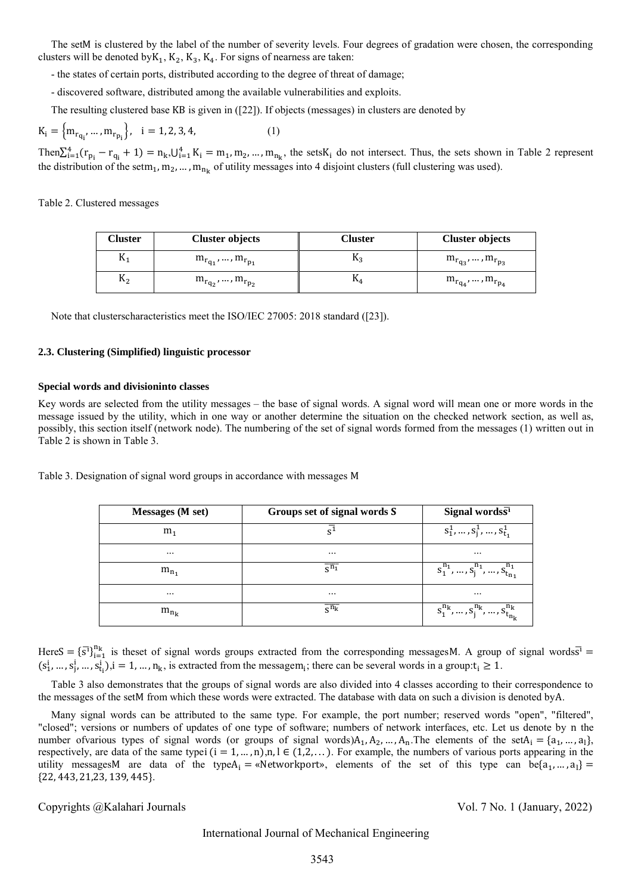The setM is clustered by the label of the number of severity levels. Four degrees of gradation were chosen, the corresponding clusters will be denoted by$K_1, K_2, K_3, K_4$. For signs of nearness are taken:

- the states of certain ports, distributed according to the degree of threat of damage;
- discovered software, distributed among the available vulnerabilities and exploits.

The resulting clustered base KB is given in ([22]). If objects (messages) in clusters are denoted by

$$K_i = \left\{m_{r_{q_i}}, \dots, m_{r_{p_i}}\right\}, \quad i = 1, 2, 3, 4, \qquad (1)$$

Then$\sum_{i=1}^{4}(r_{p_i} - r_{q_i} + 1) = n_k$,$\bigcup_{i=1}^{4} K_i = m_1, m_2, \dots, m_{n_k}$, the sets$K_i$ do not intersect. Thus, the sets shown in Table 2 represent the distribution of the set$m_1, m_2, \dots, m_{n_k}$ of utility messages into 4 disjoint clusters (full clustering was used).

Table 2. Clustered messages

| Cluster | Cluster objects | Cluster | Cluster objects |
|---|---|---|---|
| $K_1$ | $m_{r_{q_1}}, \dots, m_{r_{p_1}}$ | $K_3$ | $m_{r_{q_3}}, \dots, m_{r_{p_3}}$ |
| $K_2$ | $m_{r_{q_2}}, \dots, m_{r_{p_2}}$ | $K_4$ | $m_{r_{q_4}}, \dots, m_{r_{p_4}}$ |

Note that clusterscharacteristics meet the ISO/IEC 27005: 2018 standard ([23]).

### 2.3. Clustering (Simplified) linguistic processor

**Special words and divisioninto classes**

Key words are selected from the utility messages – the base of signal words. A signal word will mean one or more words in the message issued by the utility, which in one way or another determine the situation on the checked network section, as well as, possibly, this section itself (network node). The numbering of the set of signal words formed from the messages (1) written out in Table 2 is shown in Table 3.

Table 3. Designation of signal word groups in accordance with messages M

| Messages (M set) | Groups set of signal words *S* | Signal words$\overline{s^i}$ |
|---|---|---|
| $m_1$ | $\overline{s^1}$ | $s_1^1, \dots, s_j^1, \dots, s_{t_1}^1$ |
| ... | ... | ... |
| $m_{n_1}$ | $\overline{s^{n_1}}$ | $s_1^{n_1}, \dots, s_j^{n_1}, \dots, s_{t_{n_1}}^{n_1}$ |
| ... | ... | ... |
| $m_{n_k}$ | $\overline{s^{n_k}}$ | $s_1^{n_k}, \dots, s_j^{n_k}, \dots, s_{t_{n_k}}^{n_k}$ |

Here$S = \{\overline{s^i}\}_{i=1}^{n_k}$ is theset of signal words groups extracted from the corresponding messagesM. A group of signal words$\overline{s^i} = (s_1^i, \dots, s_j^i, \dots, s_{t_i}^i)$,$i = 1, \dots, n_k$, is extracted from the message$m_i$; there can be several words in a group:$t_i \geq 1$.

Table 3 also demonstrates that the groups of signal words are also divided into 4 classes according to their correspondence to the messages of the setM from which these words were extracted. The database with data on such a division is denoted byA.

Many signal words can be attributed to the same type. For example, the port number; reserved words "open", "filtered", "closed"; versions or numbers of updates of one type of software; numbers of network interfaces, etc. Let us denote by n the number ofvarious types of signal words (or groups of signal words)$A_1, A_2, \dots, A_n$.The elements of the set$A_i = \{a_1, \dots, a_l\}$, respectively, are data of the same type$i$ $(i = 1, \dots, n)$,$n, l \in (1,2, \dots)$. For example, the numbers of various ports appearing in the utility messagesM are data of the type$A_i$ = «Networkport», elements of the set of this type can be$\{a_1, \dots, a_l\} = \{22, 443, 21,23, 139, 445\}$.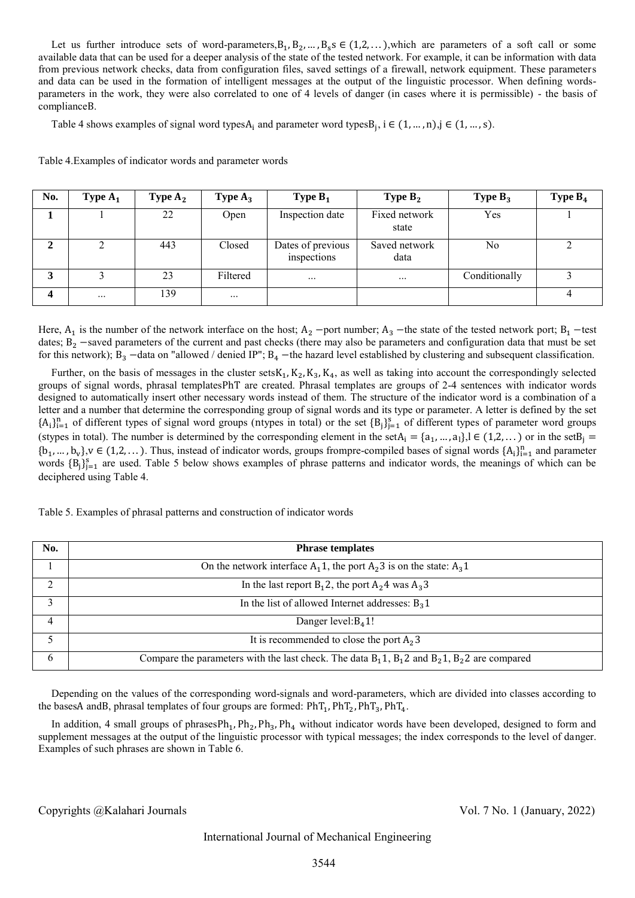Let us further introduce sets of word-parameters, $B_1, B_2, \dots, B_s$ $s \in (1,2,\dots)$, which are parameters of a soft call or some available data that can be used for a deeper analysis of the state of the tested network. For example, it can be information with data from previous network checks, data from configuration files, saved settings of a firewall, network equipment. These parameters and data can be used in the formation of intelligent messages at the output of the linguistic processor. When defining words-parameters in the work, they were also correlated to one of 4 levels of danger (in cases where it is permissible) - the basis of compliance B.

Table 4 shows examples of signal word types $A_i$ and parameter word types $B_j$, $i \in (1,\dots,n)$, $j \in (1,\dots,s)$.

Table 4. Examples of indicator words and parameter words

| No. | Type $A_1$ | Type $A_2$ | Type $A_3$ | Type $B_1$ | Type $B_2$ | Type $B_3$ | Type $B_4$ |
|---|---|---|---|---|---|---|---|
| **1** | 1 | 22 | Open | Inspection date | Fixed network state | Yes | 1 |
| **2** | 2 | 443 | Closed | Dates of previous inspections | Saved network data | No | 2 |
| **3** | 3 | 23 | Filtered | ... | ... | Conditionally | 3 |
| **4** | ... | 139 | ... | | | | 4 |

Here, $A_1$ is the number of the network interface on the host; $A_2$ – port number; $A_3$ – the state of the tested network port; $B_1$ – test dates; $B_2$ – saved parameters of the current and past checks (there may also be parameters and configuration data that must be set for this network); $B_3$ – data on "allowed / denied IP"; $B_4$ – the hazard level established by clustering and subsequent classification.

Further, on the basis of messages in the cluster sets $K_1, K_2, K_3, K_4$, as well as taking into account the correspondingly selected groups of signal words, phrasal templates PhT are created. Phrasal templates are groups of 2-4 sentences with indicator words designed to automatically insert other necessary words instead of them. The structure of the indicator word is a combination of a letter and a number that determine the corresponding group of signal words and its type or parameter. A letter is defined by the set $\{A_i\}_{i=1}^{n}$ of different types of signal word groups (ntypes in total) or the set $\{B_j\}_{j=1}^{s}$ of different types of parameter word groups (stypes in total). The number is determined by the corresponding element in the set $A_i = \{a_1, \dots, a_l\}$, $l \in (1,2,\dots)$ or in the set $B_j = \{b_1, \dots, b_v\}$, $v \in (1,2,\dots)$. Thus, instead of indicator words, groups from pre-compiled bases of signal words $\{A_i\}_{i=1}^{n}$ and parameter words $\{B_j\}_{j=1}^{s}$ are used. Table 5 below shows examples of phrase patterns and indicator words, the meanings of which can be deciphered using Table 4.

Table 5. Examples of phrasal patterns and construction of indicator words

| No. | Phrase templates |
|---|---|
| 1 | On the network interface $A_1 1$, the port $A_2 3$ is on the state: $A_3 1$ |
| 2 | In the last report $B_1 2$, the port $A_2 4$ was $A_3 3$ |
| 3 | In the list of allowed Internet addresses: $B_3 1$ |
| 4 | Danger level: $B_4 1$! |
| 5 | It is recommended to close the port $A_2 3$ |
| 6 | Compare the parameters with the last check. The data $B_1 1$, $B_1 2$ and $B_2 1$, $B_2 2$ are compared |

Depending on the values of the corresponding word-signals and word-parameters, which are divided into classes according to the bases A and B, phrasal templates of four groups are formed: $PhT_1, PhT_2, PhT_3, PhT_4$.

In addition, 4 small groups of phrases $Ph_1, Ph_2, Ph_3, Ph_4$ without indicator words have been developed, designed to form and supplement messages at the output of the linguistic processor with typical messages; the index corresponds to the level of danger. Examples of such phrases are shown in Table 6.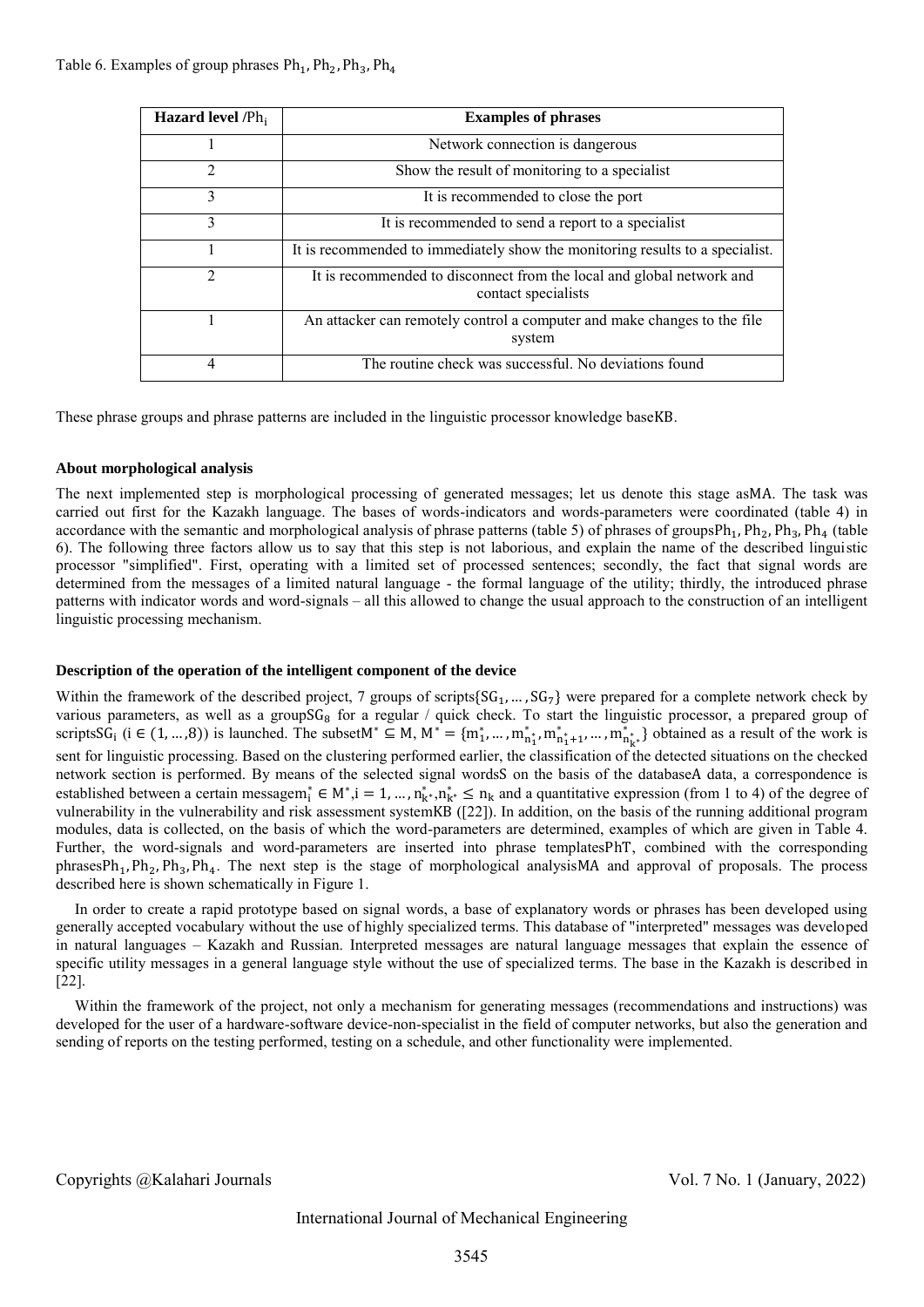Table 6. Examples of group phrases $Ph_1, Ph_2, Ph_3, Ph_4$

| **Hazard level /$Ph_i$** | **Examples of phrases** |
|---|---|
| 1 | Network connection is dangerous |
| 2 | Show the result of monitoring to a specialist |
| 3 | It is recommended to close the port |
| 3 | It is recommended to send a report to a specialist |
| 1 | It is recommended to immediately show the monitoring results to a specialist. |
| 2 | It is recommended to disconnect from the local and global network and contact specialists |
| 1 | An attacker can remotely control a computer and make changes to the file system |
| 4 | The routine check was successful. No deviations found |

These phrase groups and phrase patterns are included in the linguistic processor knowledge base$KB$.

### About morphological analysis

The next implemented step is morphological processing of generated messages; let us denote this stage as$MA$. The task was carried out first for the Kazakh language. The bases of words-indicators and words-parameters were coordinated (table 4) in accordance with the semantic and morphological analysis of phrase patterns (table 5) of phrases of groups$Ph_1, Ph_2, Ph_3, Ph_4$ (table 6). The following three factors allow us to say that this step is not laborious, and explain the name of the described linguistic processor "simplified". First, operating with a limited set of processed sentences; secondly, the fact that signal words are determined from the messages of a limited natural language - the formal language of the utility; thirdly, the introduced phrase patterns with indicator words and word-signals – all this allowed to change the usual approach to the construction of an intelligent linguistic processing mechanism.

### Description of the operation of the intelligent component of the device

Within the framework of the described project, 7 groups of scripts$\{SG_1, \ldots, SG_7\}$ were prepared for a complete network check by various parameters, as well as a group$SG_8$ for a regular / quick check. To start the linguistic processor, a prepared group of scripts$SG_i$ ($i \in (1, \ldots, 8)$) is launched. The subset$M^* \subseteq M$, $M^* = \{m_1^*, \ldots, m_{n_1^*}^*, m_{n_1^*+1}^*, \ldots, m_{n_{k^*}^*}^*\}$ obtained as a result of the work is sent for linguistic processing. Based on the clustering performed earlier, the classification of the detected situations on the checked network section is performed. By means of the selected signal words$S$ on the basis of the database$A$ data, a correspondence is established between a certain message$m_i^* \in M^*, i = 1, \ldots, n_{k^*}^*, n_{k^*}^* \leq n_k$ and a quantitative expression (from 1 to 4) of the degree of vulnerability in the vulnerability and risk assessment system$KB$ ([22]). In addition, on the basis of the running additional program modules, data is collected, on the basis of which the word-parameters are determined, examples of which are given in Table 4. Further, the word-signals and word-parameters are inserted into phrase templates$PhT$, combined with the corresponding phrases$Ph_1, Ph_2, Ph_3, Ph_4$. The next step is the stage of morphological analysis$MA$ and approval of proposals. The process described here is shown schematically in Figure 1.

In order to create a rapid prototype based on signal words, a base of explanatory words or phrases has been developed using generally accepted vocabulary without the use of highly specialized terms. This database of "interpreted" messages was developed in natural languages – Kazakh and Russian. Interpreted messages are natural language messages that explain the essence of specific utility messages in a general language style without the use of specialized terms. The base in the Kazakh is described in [22].

Within the framework of the project, not only a mechanism for generating messages (recommendations and instructions) was developed for the user of a hardware-software device-non-specialist in the field of computer networks, but also the generation and sending of reports on the testing performed, testing on a schedule, and other functionality were implemented.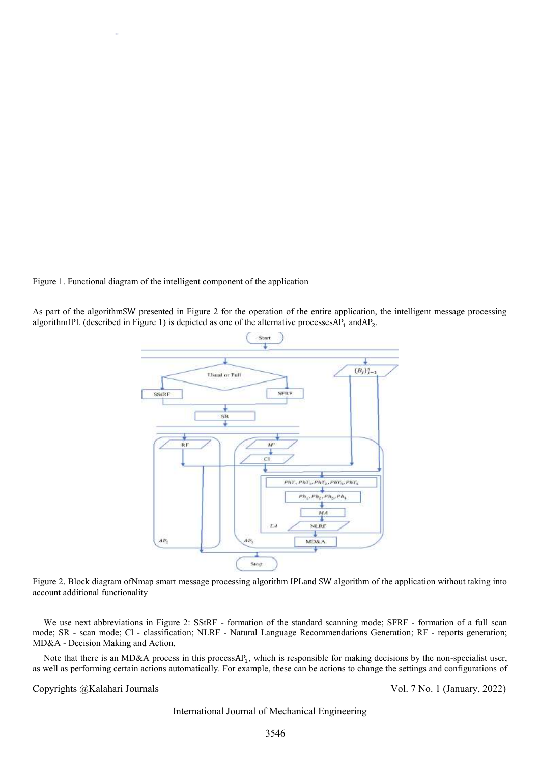Figure 1. Functional diagram of the intelligent component of the application

As part of the algorithmSW presented in Figure 2 for the operation of the entire application, the intelligent message processing algorithmIPL (described in Figure 1) is depicted as one of the alternative processes$AP_1$ and$AP_2$.

Figure 2. Block diagram ofNmap smart message processing algorithm IPLand SW algorithm of the application without taking into account additional functionality

We use next abbreviations in Figure 2: SStRF - formation of the standard scanning mode; SFRF - formation of a full scan mode; SR - scan mode; Cl - classification; NLRF - Natural Language Recommendations Generation; RF - reports generation; MD&A - Decision Making and Action.

Note that there is an MD&A process in this process$AP_1$, which is responsible for making decisions by the non-specialist user, as well as performing certain actions automatically. For example, these can be actions to change the settings and configurations of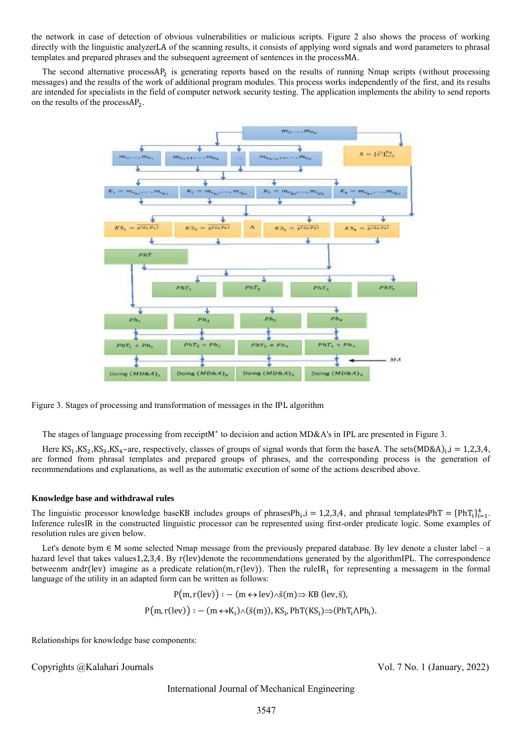the network in case of detection of obvious vulnerabilities or malicious scripts. Figure 2 also shows the process of working directly with the linguistic analyzerLA of the scanning results, it consists of applying word signals and word parameters to phrasal templates and prepared phrases and the subsequent agreement of sentences in the processMA.

The second alternative process$AP_2$ is generating reports based on the results of running Nmap scripts (without processing messages) and the results of the work of additional program modules. This process works independently of the first, and its results are intended for specialists in the field of computer network security testing. The application implements the ability to send reports on the results of the process$AP_2$.

Figure 3. Stages of processing and transformation of messages in the IPL algorithm

The stages of language processing from receipt$M^*$ to decision and action MD&A's in IPL are presented in Figure 3.

Here $KS_1, KS_2, KS_3, KS_4$–are, respectively, classes of groups of signal words that form the baseA. The sets$(MD\&A)_i, i = 1,2,3,4$, are formed from phrasal templates and prepared groups of phrases, and the corresponding process is the generation of recommendations and explanations, as well as the automatic execution of some of the actions described above.

**Knowledge base and withdrawal rules**

The linguistic processor knowledge baseKB includes groups of phrases$Ph_i, i = 1,2,3,4$, and phrasal templates$PhT = \{PhT_i\}_{i=1}^{4}$. Inference rulesIR in the constructed linguistic processor can be represented using first-order predicate logic. Some examples of resolution rules are given below.

Let's denote by$m \in M$ some selected Nmap message from the previously prepared database. By lev denote a cluster label – a hazard level that takes values1,2,3,4. By r(lev)denote the recommendations generated by the algorithmIPL. The correspondence betweenm andr(lev) imagine as a predicate relation(m, r(lev)). Then the rule$IR_1$ for representing a messagem in the formal language of the utility in an adapted form can be written as follows:

$$P(m, r(lev)) :- (m \leftrightarrow lev) \wedge \bar{s}(m) \Rightarrow KB\ (lev, \bar{s}),$$

$$P(m, r(lev)) :- (m \leftrightarrow K_i) \wedge (\bar{s}(m)), KS_i, PhT(KS_i) \Rightarrow (PhT_i \wedge Ph_i).$$

Relationships for knowledge base components: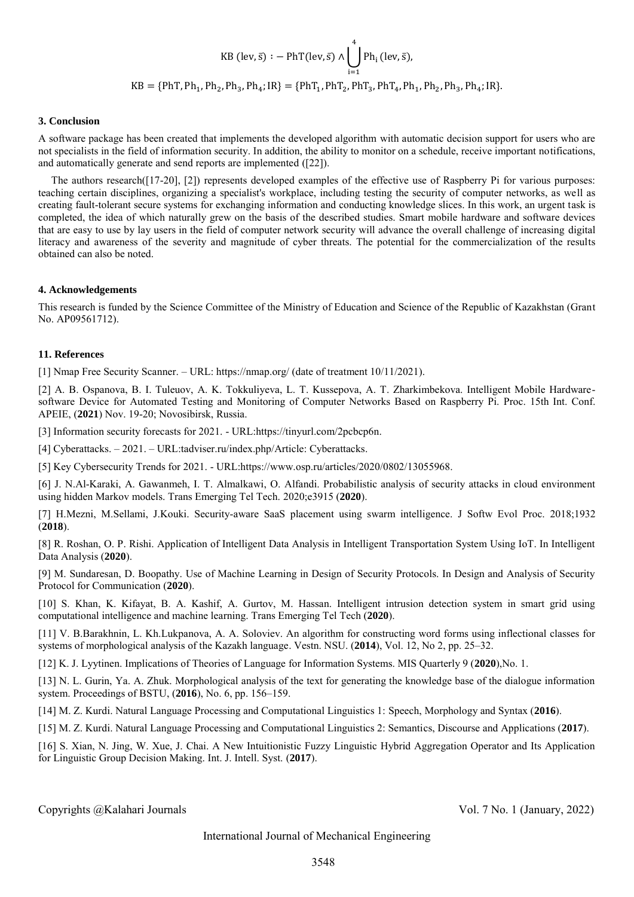$$\mathrm{KB}\ (\mathrm{lev}, \bar{s})\ :-\ \mathrm{PhT}(\mathrm{lev}, \bar{s}) \wedge \bigcup_{i=1}^{4} \mathrm{Ph_i}\ (\mathrm{lev}, \bar{s}),$$

$$\mathrm{KB} = \{\mathrm{PhT}, \mathrm{Ph_1}, \mathrm{Ph_2}, \mathrm{Ph_3}, \mathrm{Ph_4}; \mathrm{IR}\} = \{\mathrm{PhT_1}, \mathrm{PhT_2}, \mathrm{PhT_3}, \mathrm{PhT_4}, \mathrm{Ph_1}, \mathrm{Ph_2}, \mathrm{Ph_3}, \mathrm{Ph_4}; \mathrm{IR}\}.$$

### 3. Conclusion

A software package has been created that implements the developed algorithm with automatic decision support for users who are not specialists in the field of information security. In addition, the ability to monitor on a schedule, receive important notifications, and automatically generate and send reports are implemented ([22]).

The authors research([17-20], [2]) represents developed examples of the effective use of Raspberry Pi for various purposes: teaching certain disciplines, organizing a specialist's workplace, including testing the security of computer networks, as well as creating fault-tolerant secure systems for exchanging information and conducting knowledge slices. In this work, an urgent task is completed, the idea of which naturally grew on the basis of the described studies. Smart mobile hardware and software devices that are easy to use by lay users in the field of computer network security will advance the overall challenge of increasing digital literacy and awareness of the severity and magnitude of cyber threats. The potential for the commercialization of the results obtained can also be noted.

### 4. Acknowledgements

This research is funded by the Science Committee of the Ministry of Education and Science of the Republic of Kazakhstan (Grant No. AP09561712).

### 11. References

[1] Nmap Free Security Scanner. – URL: https://nmap.org/ (date of treatment 10/11/2021).

[2] A. B. Ospanova, B. I. Tuleuov, A. K. Tokkuliyeva, L. T. Kussepova, A. T. Zharkimbekova. Intelligent Mobile Hardware-software Device for Automated Testing and Monitoring of Computer Networks Based on Raspberry Pi. Proc. 15th Int. Conf. APEIE, (**2021**) Nov. 19-20; Novosibirsk, Russia.

[3] Information security forecasts for 2021. - URL:https://tinyurl.com/2pcbcp6n.

[4] Cyberattacks. – 2021. – URL:tadviser.ru/index.php/Article: Cyberattacks.

[5] Key Cybersecurity Trends for 2021. - URL:https://www.osp.ru/articles/2020/0802/13055968.

[6] J. N.Al-Karaki, A. Gawanmeh, I. T. Almalkawi, O. Alfandi. Probabilistic analysis of security attacks in cloud environment using hidden Markov models. Trans Emerging Tel Tech. 2020;e3915 (**2020**).

[7] H.Mezni, M.Sellami, J.Kouki. Security-aware SaaS placement using swarm intelligence. J Softw Evol Proc. 2018;1932 (**2018**).

[8] R. Roshan, O. P. Rishi. Application of Intelligent Data Analysis in Intelligent Transportation System Using IoT. In Intelligent Data Analysis (**2020**).

[9] M. Sundaresan, D. Boopathy. Use of Machine Learning in Design of Security Protocols. In Design and Analysis of Security Protocol for Communication (**2020**).

[10] S. Khan, K. Kifayat, B. A. Kashif, A. Gurtov, M. Hassan. Intelligent intrusion detection system in smart grid using computational intelligence and machine learning. Trans Emerging Tel Tech (**2020**).

[11] V. B.Barakhnin, L. Kh.Lukpanova, A. A. Soloviev. An algorithm for constructing word forms using inflectional classes for systems of morphological analysis of the Kazakh language. Vestn. NSU. (**2014**), Vol. 12, No 2, pp. 25–32.

[12] K. J. Lyytinen. Implications of Theories of Language for Information Systems. MIS Quarterly 9 (**2020**),No. 1.

[13] N. L. Gurin, Ya. A. Zhuk. Morphological analysis of the text for generating the knowledge base of the dialogue information system. Proceedings of BSTU, (**2016**), No. 6, pp. 156–159.

[14] M. Z. Kurdi. Natural Language Processing and Computational Linguistics 1: Speech, Morphology and Syntax (**2016**).

[15] M. Z. Kurdi. Natural Language Processing and Computational Linguistics 2: Semantics, Discourse and Applications (**2017**).

[16] S. Xian, N. Jing, W. Xue, J. Chai. A New Intuitionistic Fuzzy Linguistic Hybrid Aggregation Operator and Its Application for Linguistic Group Decision Making. Int. J. Intell. Syst. (**2017**).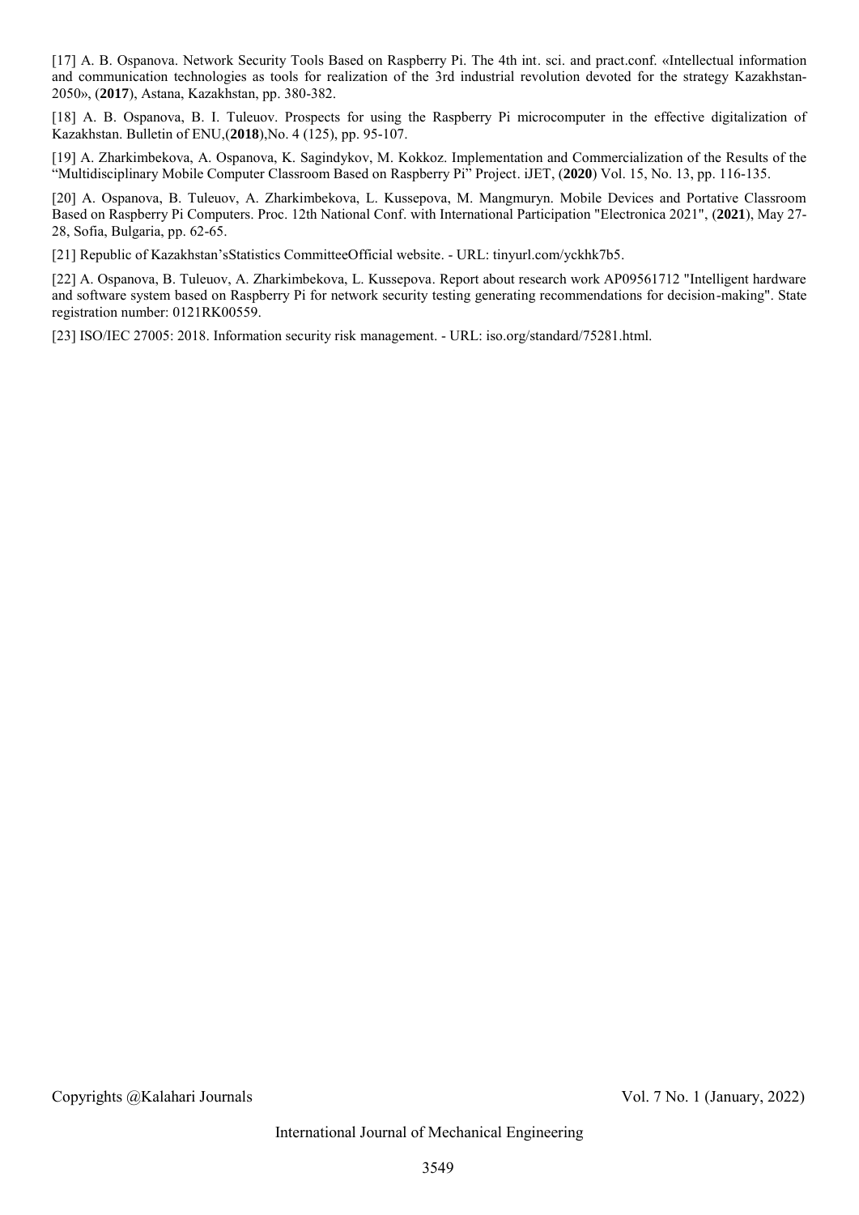[17] A. B. Ospanova. Network Security Tools Based on Raspberry Pi. The 4th int. sci. and pract.conf. «Intellectual information and communication technologies as tools for realization of the 3rd industrial revolution devoted for the strategy Kazakhstan-2050», (**2017**), Astana, Kazakhstan, pp. 380-382.

[18] A. B. Ospanova, B. I. Tuleuov. Prospects for using the Raspberry Pi microcomputer in the effective digitalization of Kazakhstan. Bulletin of ENU,(**2018**),No. 4 (125), pp. 95-107.

[19] A. Zharkimbekova, A. Ospanova, K. Sagindykov, M. Kokkoz. Implementation and Commercialization of the Results of the "Multidisciplinary Mobile Computer Classroom Based on Raspberry Pi" Project. iJET, (**2020**) Vol. 15, No. 13, pp. 116-135.

[20] A. Ospanova, B. Tuleuov, A. Zharkimbekova, L. Kussepova, M. Mangmuryn. Mobile Devices and Portative Classroom Based on Raspberry Pi Computers. Proc. 12th National Conf. with International Participation "Electronica 2021", (**2021**), May 27-28, Sofia, Bulgaria, pp. 62-65.

[21] Republic of Kazakhstan'sStatistics CommitteeOfficial website. - URL: tinyurl.com/yckhk7b5.

[22] A. Ospanova, B. Tuleuov, A. Zharkimbekova, L. Kussepova. Report about research work AP09561712 "Intelligent hardware and software system based on Raspberry Pi for network security testing generating recommendations for decision-making". State registration number: 0121RK00559.

[23] ISO/IEC 27005: 2018. Information security risk management. - URL: iso.org/standard/75281.html.